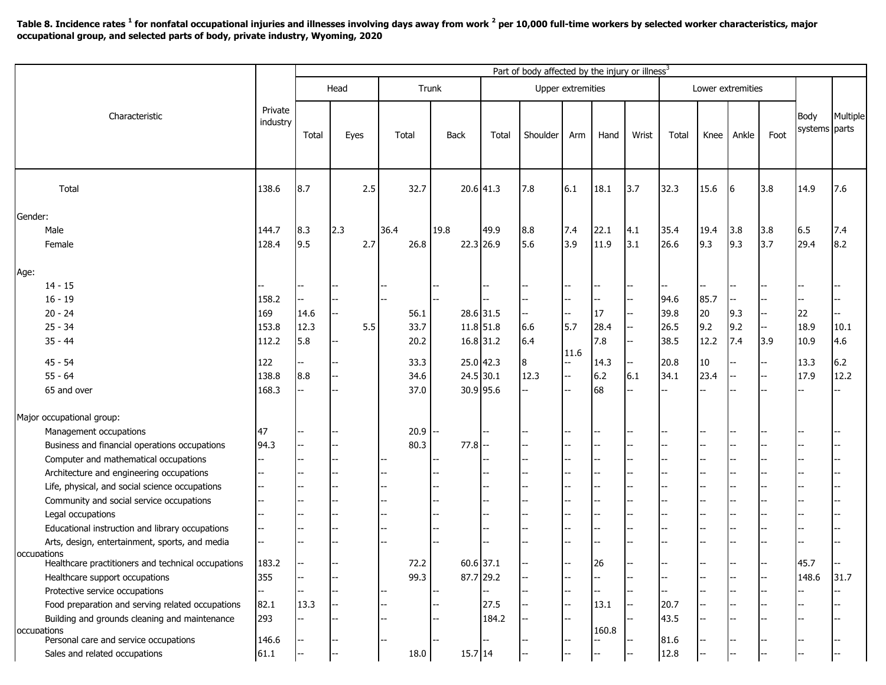**Table 8. Incidence rates [1] for nonfatal occupational injuries and illnesses involving days away from work [2] per 10,000 full-time workers by selected worker characteristics, major occupational group, and selected parts of body, private industry, Wyoming, 2020**

| Characteristic | Private industry | Part of body affected by the injury or illness[3] | | | | | | | | | | | | | | |
|---|---|---|---|---|---|---|---|---|---|---|---|---|---|---|---|---|
| | | Head | | Trunk | | Upper extremities | | | | | Lower extremities | | | | Body systems | Multiple parts |
| | | Total | Eyes | Total | Back | Total | Shoulder | Arm | Hand | Wrist | Total | Knee | Ankle | Foot | | |
| Total | 138.6 | 8.7 | 2.5 | 32.7 | 20.6 | 41.3 | 7.8 | 6.1 | 18.1 | 3.7 | 32.3 | 15.6 | 6 | 3.8 | 14.9 | 7.6 |
| Gender: | | | | | | | | | | | | | | | | |
| Male | 144.7 | 8.3 | 2.3 | 36.4 | 19.8 | 49.9 | 8.8 | 7.4 | 22.1 | 4.1 | 35.4 | 19.4 | 3.8 | 3.8 | 6.5 | 7.4 |
| Female | 128.4 | 9.5 | 2.7 | 26.8 | 22.3 | 26.9 | 5.6 | 3.9 | 11.9 | 3.1 | 26.6 | 9.3 | 9.3 | 3.7 | 29.4 | 8.2 |
| Age: | | | | | | | | | | | | | | | | |
| 14 - 15 | -- | -- | -- | -- | -- | -- | -- | -- | -- | -- | -- | -- | -- | -- | -- | -- |
| 16 - 19 | 158.2 | -- | -- | -- | -- | -- | -- | -- | -- | -- | 94.6 | 85.7 | -- | -- | -- | -- |
| 20 - 24 | 169 | 14.6 | -- | 56.1 | 28.6 | 31.5 | -- | -- | 17 | -- | 39.8 | 20 | 9.3 | -- | 22 | -- |
| 25 - 34 | 153.8 | 12.3 | 5.5 | 33.7 | 11.8 | 51.8 | 6.6 | 5.7 | 28.4 | -- | 26.5 | 9.2 | 9.2 | -- | 18.9 | 10.1 |
| 35 - 44 | 112.2 | 5.8 | -- | 20.2 | 16.8 | 31.2 | 6.4 | 11.6 | 7.8 | -- | 38.5 | 12.2 | 7.4 | 3.9 | 10.9 | 4.6 |
| 45 - 54 | 122 | -- | -- | 33.3 | 25.0 | 42.3 | 8 | -- | 14.3 | -- | 20.8 | 10 | -- | -- | 13.3 | 6.2 |
| 55 - 64 | 138.8 | 8.8 | -- | 34.6 | 24.5 | 30.1 | 12.3 | -- | 6.2 | 6.1 | 34.1 | 23.4 | -- | -- | 17.9 | 12.2 |
| 65 and over | 168.3 | -- | -- | 37.0 | 30.9 | 95.6 | -- | -- | 68 | -- | -- | -- | -- | -- | -- | -- |
| Major occupational group: | | | | | | | | | | | | | | | | |
| Management occupations | 47 | -- | -- | 20.9 | -- | -- | -- | -- | -- | -- | -- | -- | -- | -- | -- | -- |
| Business and financial operations occupations | 94.3 | -- | -- | 80.3 | 77.8 | -- | -- | -- | -- | -- | -- | -- | -- | -- | -- | -- |
| Computer and mathematical occupations | -- | -- | -- | -- | -- | -- | -- | -- | -- | -- | -- | -- | -- | -- | -- | -- |
| Architecture and engineering occupations | -- | -- | -- | -- | -- | -- | -- | -- | -- | -- | -- | -- | -- | -- | -- | -- |
| Life, physical, and social science occupations | -- | -- | -- | -- | -- | -- | -- | -- | -- | -- | -- | -- | -- | -- | -- | -- |
| Community and social service occupations | -- | -- | -- | -- | -- | -- | -- | -- | -- | -- | -- | -- | -- | -- | -- | -- |
| Legal occupations | -- | -- | -- | -- | -- | -- | -- | -- | -- | -- | -- | -- | -- | -- | -- | -- |
| Educational instruction and library occupations | -- | -- | -- | -- | -- | -- | -- | -- | -- | -- | -- | -- | -- | -- | -- | -- |
| Arts, design, entertainment, sports, and media occupations | -- | -- | -- | -- | -- | -- | -- | -- | -- | -- | -- | -- | -- | -- | -- | -- |
| Healthcare practitioners and technical occupations | 183.2 | -- | -- | 72.2 | 60.6 | 37.1 | -- | -- | 26 | -- | -- | -- | -- | -- | 45.7 | -- |
| Healthcare support occupations | 355 | -- | -- | 99.3 | 87.7 | 29.2 | -- | -- | -- | -- | -- | -- | -- | -- | 148.6 | 31.7 |
| Protective service occupations | -- | -- | -- | -- | -- | -- | -- | -- | -- | -- | -- | -- | -- | -- | -- | -- |
| Food preparation and serving related occupations | 82.1 | 13.3 | -- | -- | -- | 27.5 | -- | -- | 13.1 | -- | 20.7 | -- | -- | -- | -- | -- |
| Building and grounds cleaning and maintenance occupations | 293 | -- | -- | -- | -- | 184.2 | -- | -- | 160.8 | -- | 43.5 | -- | -- | -- | -- | -- |
| Personal care and service occupations | 146.6 | -- | -- | -- | -- | -- | -- | -- | -- | -- | 81.6 | -- | -- | -- | -- | -- |
| Sales and related occupations | 61.1 | -- | -- | 18.0 | 15.7 | 14 | -- | -- | -- | -- | 12.8 | -- | -- | -- | -- | -- |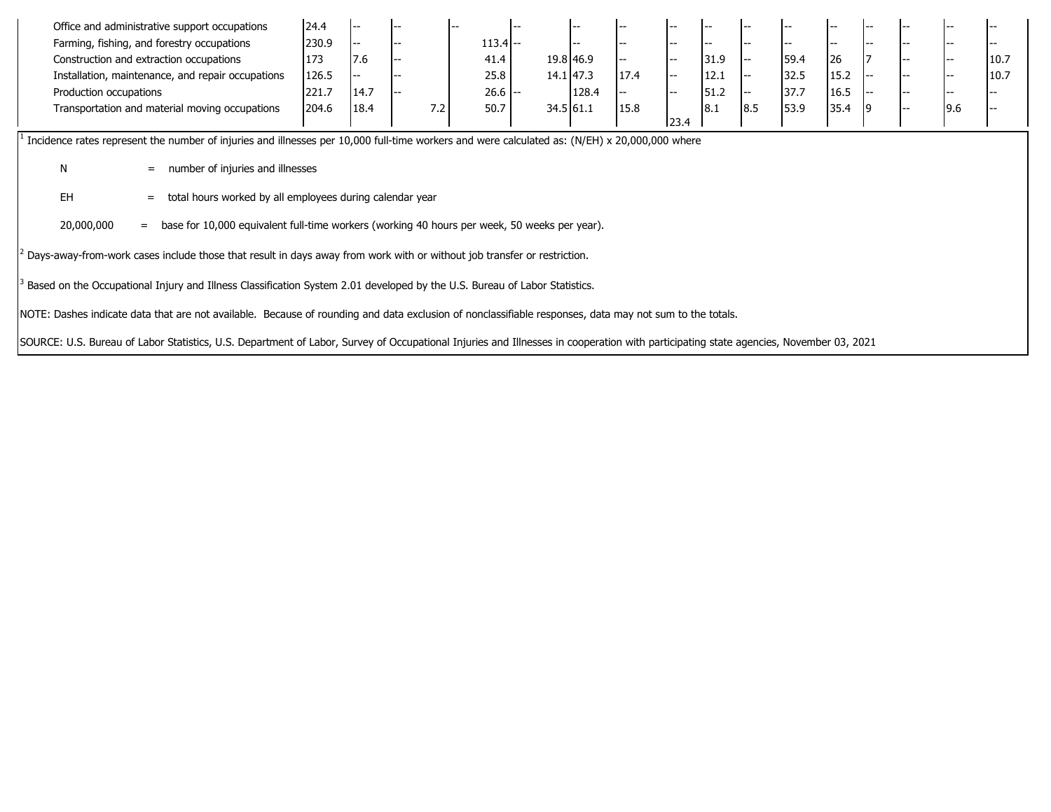| | | | | | | | | | | | | | | | | |
|---|---|---|---|---|---|---|---|---|---|---|---|---|---|---|---|---|
| Office and administrative support occupations | 24.4 | -- | -- | -- | -- | -- | -- | -- | -- | -- | -- | -- | -- | -- | -- | -- |
| Farming, fishing, and forestry occupations | 230.9 | -- | -- | 113.4 | -- | -- | -- | -- | -- | -- | -- | -- | -- | -- | -- | -- |
| Construction and extraction occupations | 173 | 7.6 | -- | 41.4 | 19.8 | 46.9 | -- | -- | 31.9 | -- | 59.4 | 26 | 7 | -- | -- | 10.7 |
| Installation, maintenance, and repair occupations | 126.5 | -- | -- | 25.8 | 14.1 | 47.3 | 17.4 | -- | 12.1 | -- | 32.5 | 15.2 | -- | -- | -- | 10.7 |
| Production occupations | 221.7 | 14.7 | -- | 26.6 | -- | 128.4 | -- | -- | 51.2 | -- | 37.7 | 16.5 | -- | -- | -- | -- |
| Transportation and material moving occupations | 204.6 | 18.4 | 7.2 | 50.7 | 34.5 | 61.1 | 15.8 | 23.4 | 8.1 | 8.5 | 53.9 | 35.4 | 9 | -- | 9.6 | -- |

[1] Incidence rates represent the number of injuries and illnesses per 10,000 full-time workers and were calculated as: (N/EH) x 20,000,000 where

N = number of injuries and illnesses

EH = total hours worked by all employees during calendar year

20,000,000 = base for 10,000 equivalent full-time workers (working 40 hours per week, 50 weeks per year).

[2] Days-away-from-work cases include those that result in days away from work with or without job transfer or restriction.

[3] Based on the Occupational Injury and Illness Classification System 2.01 developed by the U.S. Bureau of Labor Statistics.

NOTE: Dashes indicate data that are not available. Because of rounding and data exclusion of nonclassifiable responses, data may not sum to the totals.

SOURCE: U.S. Bureau of Labor Statistics, U.S. Department of Labor, Survey of Occupational Injuries and Illnesses in cooperation with participating state agencies, November 03, 2021